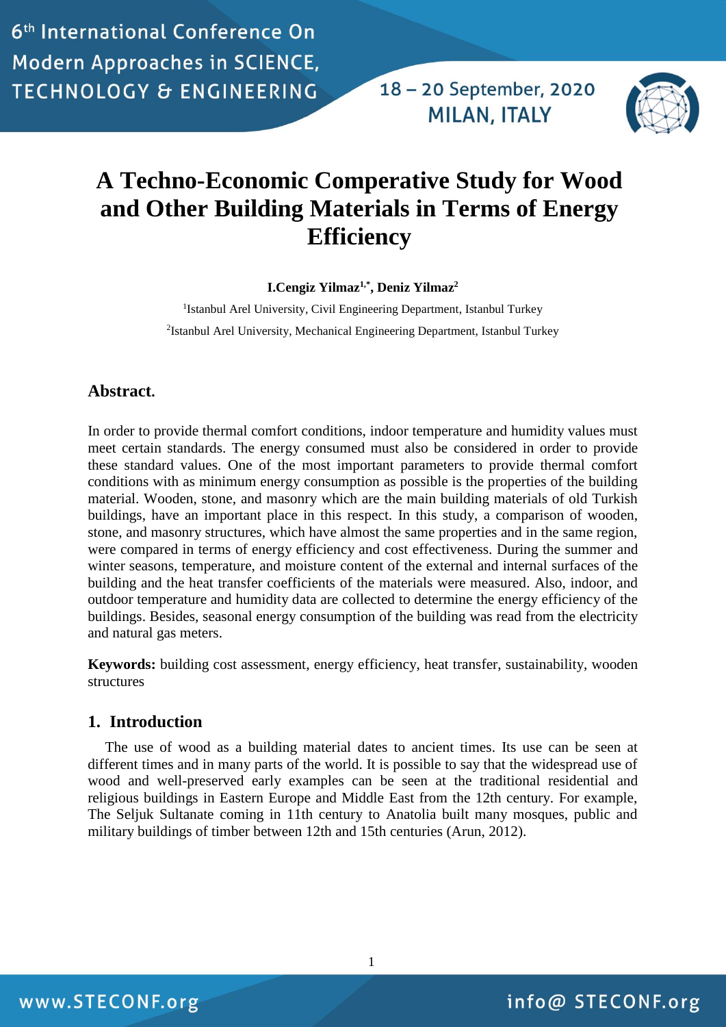# A Techno-Economic Comperative Study for Wood and Other Building Materials in Terms of Energy Efficiency

**I.Cengiz Yilmaz[1,*], Deniz Yilmaz[2]**

[1]Istanbul Arel University, Civil Engineering Department, Istanbul Turkey

[2]Istanbul Arel University, Mechanical Engineering Department, Istanbul Turkey

## Abstract.

In order to provide thermal comfort conditions, indoor temperature and humidity values must meet certain standards. The energy consumed must also be considered in order to provide these standard values. One of the most important parameters to provide thermal comfort conditions with as minimum energy consumption as possible is the properties of the building material. Wooden, stone, and masonry which are the main building materials of old Turkish buildings, have an important place in this respect. In this study, a comparison of wooden, stone, and masonry structures, which have almost the same properties and in the same region, were compared in terms of energy efficiency and cost effectiveness. During the summer and winter seasons, temperature, and moisture content of the external and internal surfaces of the building and the heat transfer coefficients of the materials were measured. Also, indoor, and outdoor temperature and humidity data are collected to determine the energy efficiency of the buildings. Besides, seasonal energy consumption of the building was read from the electricity and natural gas meters.

**Keywords:** building cost assessment, energy efficiency, heat transfer, sustainability, wooden structures

## 1. Introduction

The use of wood as a building material dates to ancient times. Its use can be seen at different times and in many parts of the world. It is possible to say that the widespread use of wood and well-preserved early examples can be seen at the traditional residential and religious buildings in Eastern Europe and Middle East from the 12th century. For example, The Seljuk Sultanate coming in 11th century to Anatolia built many mosques, public and military buildings of timber between 12th and 15th centuries (Arun, 2012).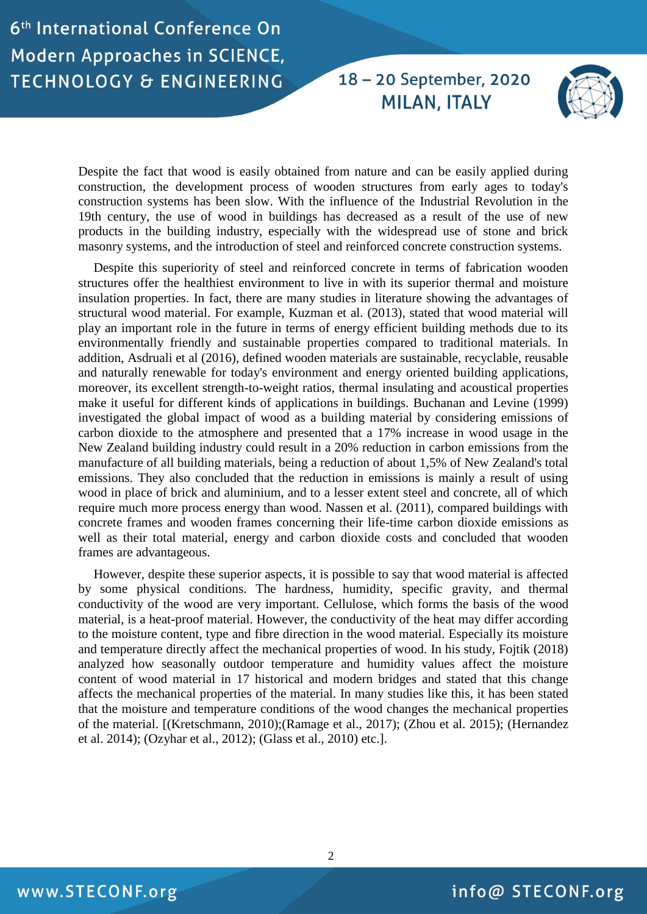Despite the fact that wood is easily obtained from nature and can be easily applied during construction, the development process of wooden structures from early ages to today's construction systems has been slow. With the influence of the Industrial Revolution in the 19th century, the use of wood in buildings has decreased as a result of the use of new products in the building industry, especially with the widespread use of stone and brick masonry systems, and the introduction of steel and reinforced concrete construction systems.

Despite this superiority of steel and reinforced concrete in terms of fabrication wooden structures offer the healthiest environment to live in with its superior thermal and moisture insulation properties. In fact, there are many studies in literature showing the advantages of structural wood material. For example, Kuzman et al. (2013), stated that wood material will play an important role in the future in terms of energy efficient building methods due to its environmentally friendly and sustainable properties compared to traditional materials. In addition, Asdruali et al (2016), defined wooden materials are sustainable, recyclable, reusable and naturally renewable for today's environment and energy oriented building applications, moreover, its excellent strength-to-weight ratios, thermal insulating and acoustical properties make it useful for different kinds of applications in buildings. Buchanan and Levine (1999) investigated the global impact of wood as a building material by considering emissions of carbon dioxide to the atmosphere and presented that a 17% increase in wood usage in the New Zealand building industry could result in a 20% reduction in carbon emissions from the manufacture of all building materials, being a reduction of about 1,5% of New Zealand's total emissions. They also concluded that the reduction in emissions is mainly a result of using wood in place of brick and aluminium, and to a lesser extent steel and concrete, all of which require much more process energy than wood. Nassen et al. (2011), compared buildings with concrete frames and wooden frames concerning their life-time carbon dioxide emissions as well as their total material, energy and carbon dioxide costs and concluded that wooden frames are advantageous.

However, despite these superior aspects, it is possible to say that wood material is affected by some physical conditions. The hardness, humidity, specific gravity, and thermal conductivity of the wood are very important. Cellulose, which forms the basis of the wood material, is a heat-proof material. However, the conductivity of the heat may differ according to the moisture content, type and fibre direction in the wood material. Especially its moisture and temperature directly affect the mechanical properties of wood. In his study, Fojtik (2018) analyzed how seasonally outdoor temperature and humidity values affect the moisture content of wood material in 17 historical and modern bridges and stated that this change affects the mechanical properties of the material. In many studies like this, it has been stated that the moisture and temperature conditions of the wood changes the mechanical properties of the material. [(Kretschmann, 2010);(Ramage et al., 2017); (Zhou et al. 2015); (Hernandez et al. 2014); (Ozyhar et al., 2012); (Glass et al., 2010) etc.].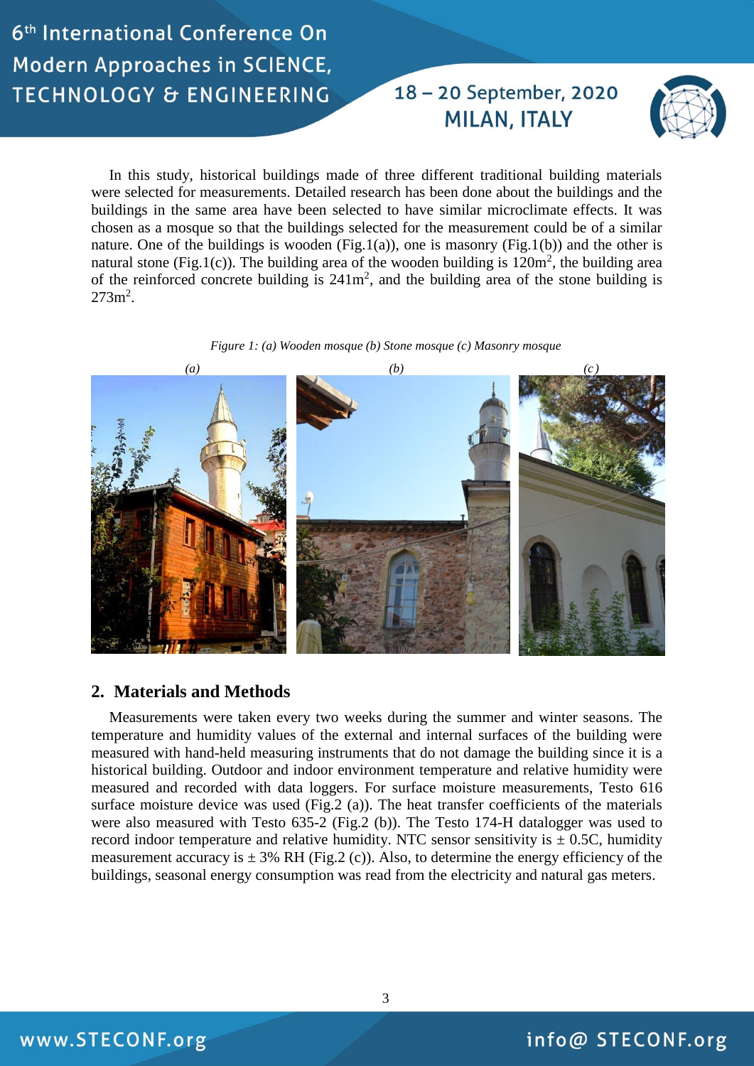In this study, historical buildings made of three different traditional building materials were selected for measurements. Detailed research has been done about the buildings and the buildings in the same area have been selected to have similar microclimate effects. It was chosen as a mosque so that the buildings selected for the measurement could be of a similar nature. One of the buildings is wooden (Fig.1(a)), one is masonry (Fig.1(b)) and the other is natural stone (Fig.1(c)). The building area of the wooden building is 120m$^2$, the building area of the reinforced concrete building is 241m$^2$, and the building area of the stone building is 273m$^2$.

*Figure 1: (a) Wooden mosque (b) Stone mosque (c) Masonry mosque*

## 2. Materials and Methods

Measurements were taken every two weeks during the summer and winter seasons. The temperature and humidity values of the external and internal surfaces of the building were measured with hand-held measuring instruments that do not damage the building since it is a historical building. Outdoor and indoor environment temperature and relative humidity were measured and recorded with data loggers. For surface moisture measurements, Testo 616 surface moisture device was used (Fig.2 (a)). The heat transfer coefficients of the materials were also measured with Testo 635-2 (Fig.2 (b)). The Testo 174-H datalogger was used to record indoor temperature and relative humidity. NTC sensor sensitivity is ± 0.5C, humidity measurement accuracy is ± 3% RH (Fig.2 (c)). Also, to determine the energy efficiency of the buildings, seasonal energy consumption was read from the electricity and natural gas meters.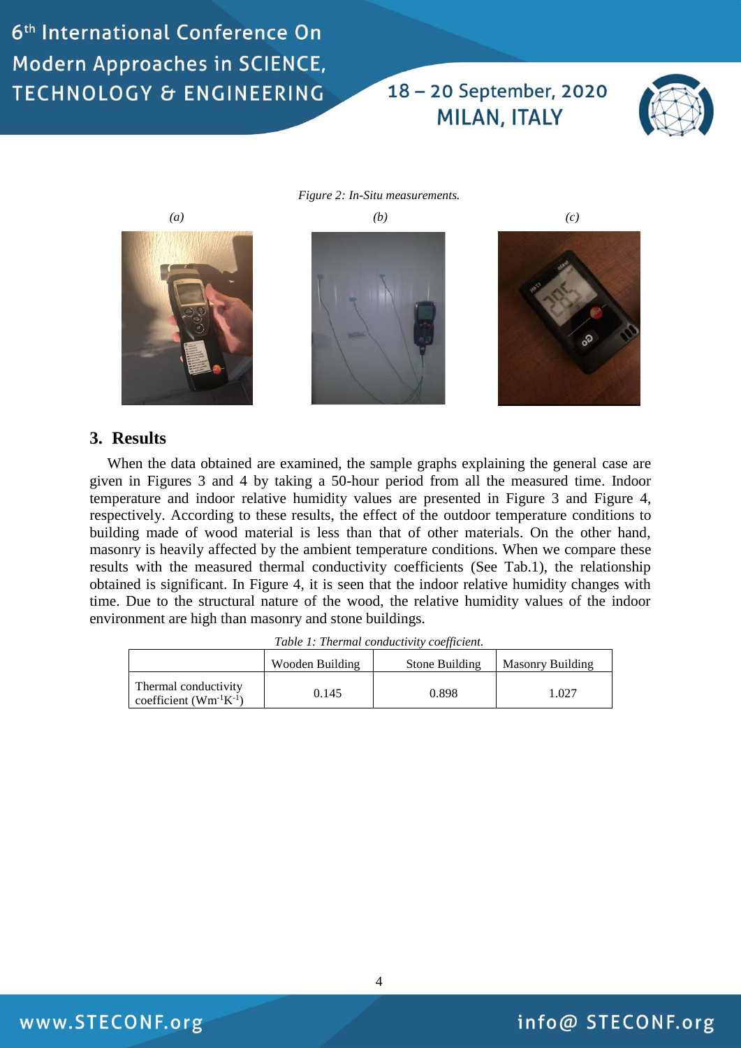*Figure 2: In-Situ measurements.*

*(a)* *(b)* *(c)*

## 3. Results

When the data obtained are examined, the sample graphs explaining the general case are given in Figures 3 and 4 by taking a 50-hour period from all the measured time. Indoor temperature and indoor relative humidity values are presented in Figure 3 and Figure 4, respectively. According to these results, the effect of the outdoor temperature conditions to building made of wood material is less than that of other materials. On the other hand, masonry is heavily affected by the ambient temperature conditions. When we compare these results with the measured thermal conductivity coefficients (See Tab.1), the relationship obtained is significant. In Figure 4, it is seen that the indoor relative humidity changes with time. Due to the structural nature of the wood, the relative humidity values of the indoor environment are high than masonry and stone buildings.

*Table 1: Thermal conductivity coefficient.*

| | Wooden Building | Stone Building | Masonry Building |
|---|---|---|---|
| Thermal conductivity coefficient ($Wm^{-1}K^{-1}$) | 0.145 | 0.898 | 1.027 |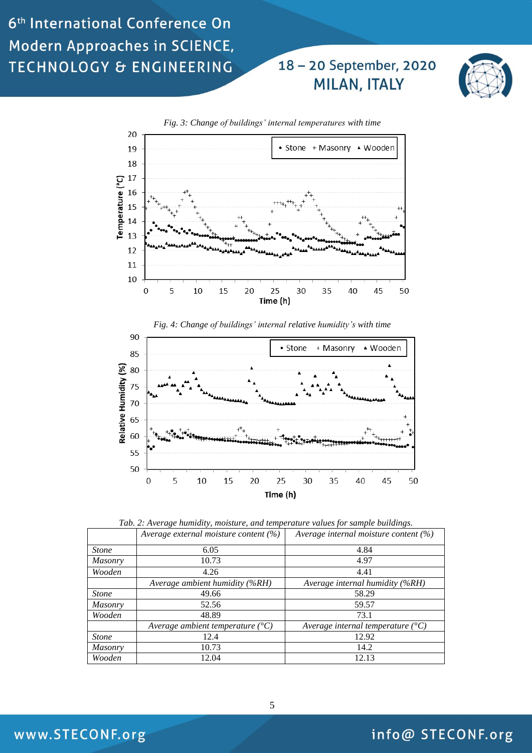*Fig. 3: Change of buildings' internal temperatures with time*

*Fig. 4: Change of buildings' internal relative humidity's with time*

*Tab. 2: Average humidity, moisture, and temperature values for sample buildings.*

| | Average external moisture content (%) | Average internal moisture content (%) |
|---|---|---|
| *Stone* | 6.05 | 4.84 |
| *Masonry* | 10.73 | 4.97 |
| *Wooden* | 4.26 | 4.41 |
| | *Average ambient humidity (%RH)* | *Average internal humidity (%RH)* |
| *Stone* | 49.66 | 58.29 |
| *Masonry* | 52.56 | 59.57 |
| *Wooden* | 48.89 | 73.1 |
| | *Average ambient temperature (°C)* | *Average internal temperature (°C)* |
| *Stone* | 12.4 | 12.92 |
| *Masonry* | 10.73 | 14.2 |
| *Wooden* | 12.04 | 12.13 |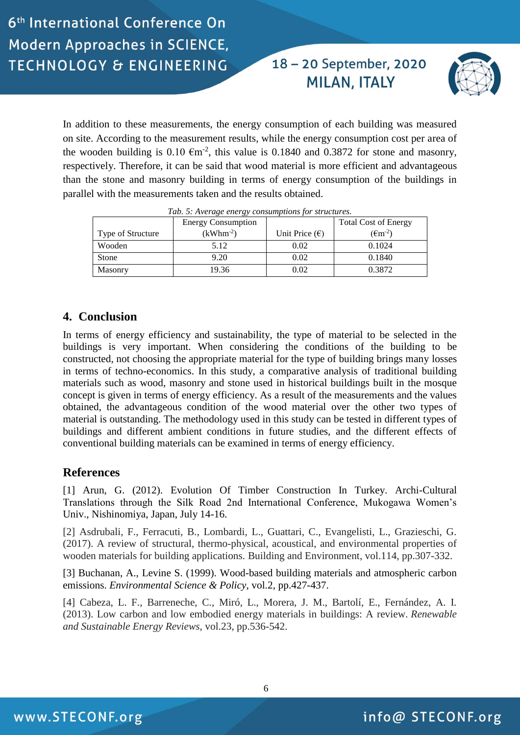In addition to these measurements, the energy consumption of each building was measured on site. According to the measurement results, while the energy consumption cost per area of the wooden building is 0.10 €$m^{-2}$, this value is 0.1840 and 0.3872 for stone and masonry, respectively. Therefore, it can be said that wood material is more efficient and advantageous than the stone and masonry building in terms of energy consumption of the buildings in parallel with the measurements taken and the results obtained.

*Tab. 5: Average energy consumptions for structures.*

| Type of Structure | Energy Consumption (kWh$m^{-2}$) | Unit Price (€) | Total Cost of Energy (€$m^{-2}$) |
|---|---|---|---|
| Wooden | 5.12 | 0.02 | 0.1024 |
| Stone | 9.20 | 0.02 | 0.1840 |
| Masonry | 19.36 | 0.02 | 0.3872 |

## 4. Conclusion

In terms of energy efficiency and sustainability, the type of material to be selected in the buildings is very important. When considering the conditions of the building to be constructed, not choosing the appropriate material for the type of building brings many losses in terms of techno-economics. In this study, a comparative analysis of traditional building materials such as wood, masonry and stone used in historical buildings built in the mosque concept is given in terms of energy efficiency. As a result of the measurements and the values obtained, the advantageous condition of the wood material over the other two types of material is outstanding. The methodology used in this study can be tested in different types of buildings and different ambient conditions in future studies, and the different effects of conventional building materials can be examined in terms of energy efficiency.

## References

[1] Arun, G. (2012). Evolution Of Timber Construction In Turkey. Archi-Cultural Translations through the Silk Road 2nd International Conference, Mukogawa Women's Univ., Nishinomiya, Japan, July 14-16.

[2] Asdrubali, F., Ferracuti, B., Lombardi, L., Guattari, C., Evangelisti, L., Grazieschi, G. (2017). A review of structural, thermo-physical, acoustical, and environmental properties of wooden materials for building applications. Building and Environment, vol.114, pp.307-332.

[3] Buchanan, A., Levine S. (1999). Wood-based building materials and atmospheric carbon emissions. *Environmental Science & Policy*, vol.2, pp.427-437.

[4] Cabeza, L. F., Barreneche, C., Miró, L., Morera, J. M., Bartolí, E., Fernández, A. I. (2013). Low carbon and low embodied energy materials in buildings: A review. *Renewable and Sustainable Energy Reviews*, vol.23, pp.536-542.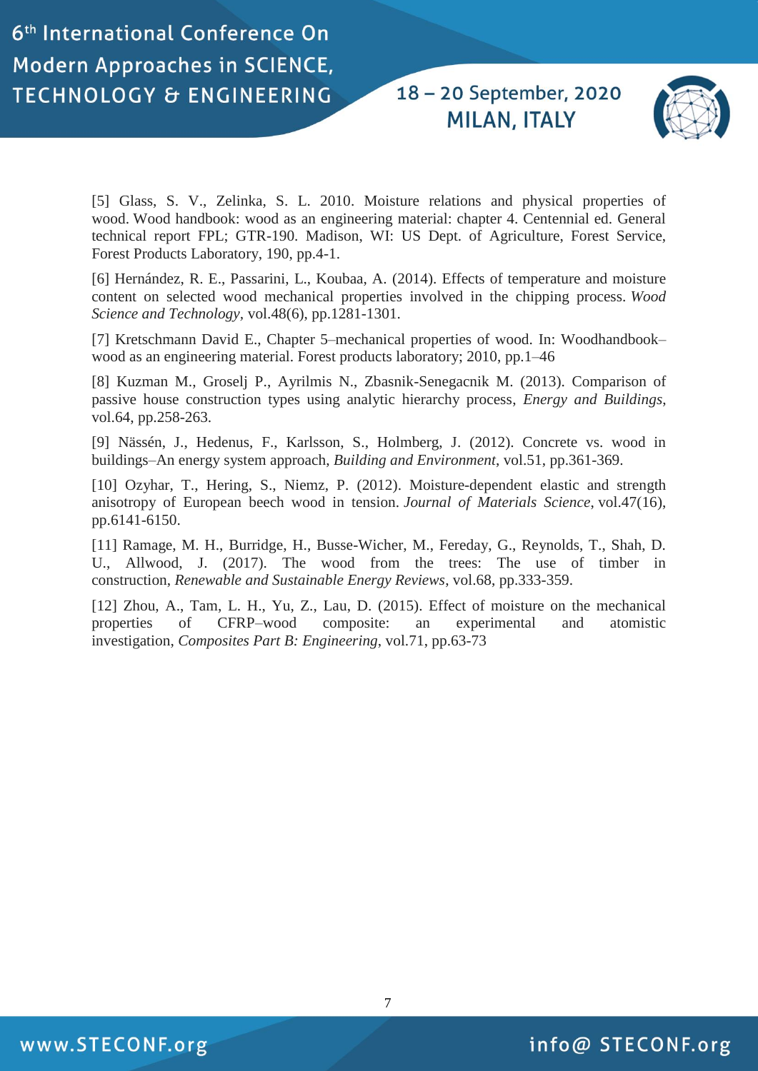[5] Glass, S. V., Zelinka, S. L. 2010. Moisture relations and physical properties of wood. Wood handbook: wood as an engineering material: chapter 4. Centennial ed. General technical report FPL; GTR-190. Madison, WI: US Dept. of Agriculture, Forest Service, Forest Products Laboratory, 190, pp.4-1.

[6] Hernández, R. E., Passarini, L., Koubaa, A. (2014). Effects of temperature and moisture content on selected wood mechanical properties involved in the chipping process. *Wood Science and Technology*, vol.48(6), pp.1281-1301.

[7] Kretschmann David E., Chapter 5–mechanical properties of wood. In: Woodhandbook–wood as an engineering material. Forest products laboratory; 2010, pp.1–46

[8] Kuzman M., Groselj P., Ayrilmis N., Zbasnik-Senegacnik M. (2013). Comparison of passive house construction types using analytic hierarchy process, *Energy and Buildings*, vol.64, pp.258-263.

[9] Nässén, J., Hedenus, F., Karlsson, S., Holmberg, J. (2012). Concrete vs. wood in buildings–An energy system approach, *Building and Environment*, vol.51, pp.361-369.

[10] Ozyhar, T., Hering, S., Niemz, P. (2012). Moisture-dependent elastic and strength anisotropy of European beech wood in tension. *Journal of Materials Science*, vol.47(16), pp.6141-6150.

[11] Ramage, M. H., Burridge, H., Busse-Wicher, M., Fereday, G., Reynolds, T., Shah, D. U., Allwood, J. (2017). The wood from the trees: The use of timber in construction, *Renewable and Sustainable Energy Reviews*, vol.68, pp.333-359.

[12] Zhou, A., Tam, L. H., Yu, Z., Lau, D. (2015). Effect of moisture on the mechanical properties of CFRP–wood composite: an experimental and atomistic investigation, *Composites Part B: Engineering*, vol.71, pp.63-73